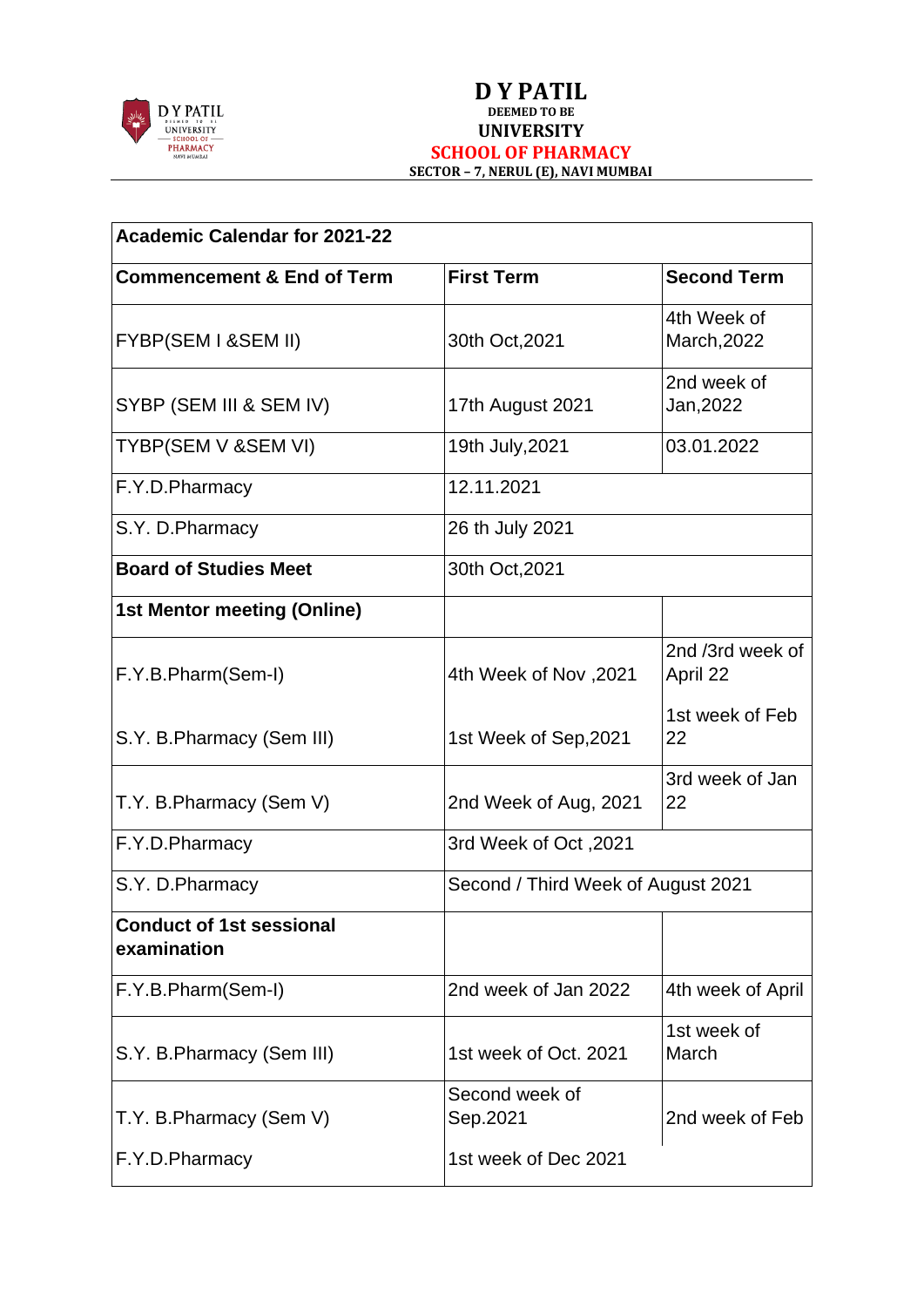# D Y PATIL
DEEMED TO BE
UNIVERSITY
SCHOOL OF PHARMACY
SECTOR – 7, NERUL (E), NAVI MUMBAI

| **Academic Calendar for 2021-22** | | |
|---|---|---|
| **Commencement & End of Term** | **First Term** | **Second Term** |
| FYBP(SEM I &SEM II) | 30th Oct,2021 | 4th Week of March,2022 |
| SYBP (SEM III & SEM IV) | 17th August 2021 | 2nd week of Jan,2022 |
| TYBP(SEM V &SEM VI) | 19th July,2021 | 03.01.2022 |
| F.Y.D.Pharmacy | 12.11.2021 | |
| S.Y. D.Pharmacy | 26 th July 2021 | |
| **Board of Studies Meet** | 30th Oct,2021 | |
| **1st Mentor meeting (Online)** | | |
| F.Y.B.Pharm(Sem-I) | 4th Week of Nov ,2021 | 2nd /3rd week of April 22 |
| S.Y. B.Pharmacy (Sem III) | 1st Week of Sep,2021 | 1st week of Feb 22 |
| T.Y. B.Pharmacy (Sem V) | 2nd Week of Aug, 2021 | 3rd week of Jan 22 |
| F.Y.D.Pharmacy | 3rd Week of Oct ,2021 | |
| S.Y. D.Pharmacy | Second / Third Week of August 2021 | |
| **Conduct of 1st sessional examination** | | |
| F.Y.B.Pharm(Sem-I) | 2nd week of Jan 2022 | 4th week of April |
| S.Y. B.Pharmacy (Sem III) | 1st week of Oct. 2021 | 1st week of March |
| T.Y. B.Pharmacy (Sem V) | Second week of Sep.2021 | 2nd week of Feb |
| F.Y.D.Pharmacy | 1st week of Dec 2021 | |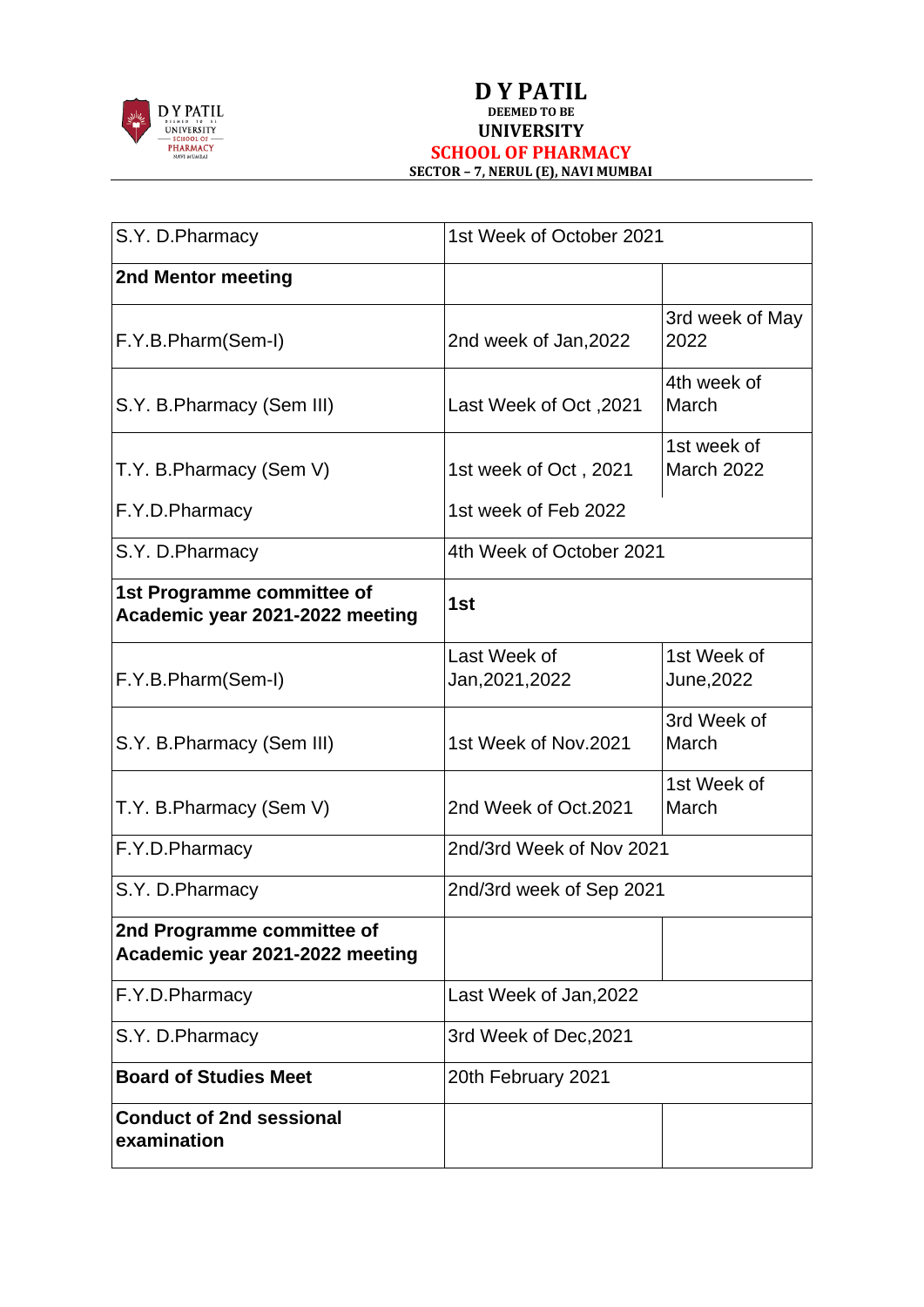# D Y PATIL

**DEEMED TO BE**

**UNIVERSITY**

**SCHOOL OF PHARMACY**

**SECTOR – 7, NERUL (E), NAVI MUMBAI**

| | | |
|---|---|---|
| S.Y. D.Pharmacy | 1st Week of October 2021 | |
| **2nd Mentor meeting** | | |
| F.Y.B.Pharm(Sem-I) | 2nd week of Jan,2022 | 3rd week of May 2022 |
| S.Y. B.Pharmacy (Sem III) | Last Week of Oct ,2021 | 4th week of March |
| T.Y. B.Pharmacy (Sem V) | 1st week of Oct , 2021 | 1st week of March 2022 |
| F.Y.D.Pharmacy | 1st week of Feb 2022 | |
| S.Y. D.Pharmacy | 4th Week of October 2021 | |
| **1st Programme committee of Academic year 2021-2022 meeting** | **1st** | |
| F.Y.B.Pharm(Sem-I) | Last Week of Jan,2021,2022 | 1st Week of June,2022 |
| S.Y. B.Pharmacy (Sem III) | 1st Week of Nov.2021 | 3rd Week of March |
| T.Y. B.Pharmacy (Sem V) | 2nd Week of Oct.2021 | 1st Week of March |
| F.Y.D.Pharmacy | 2nd/3rd Week of Nov 2021 | |
| S.Y. D.Pharmacy | 2nd/3rd week of Sep 2021 | |
| **2nd Programme committee of Academic year 2021-2022 meeting** | | |
| F.Y.D.Pharmacy | Last Week of Jan,2022 | |
| S.Y. D.Pharmacy | 3rd Week of Dec,2021 | |
| **Board of Studies Meet** | 20th February 2021 | |
| **Conduct of 2nd sessional examination** | | |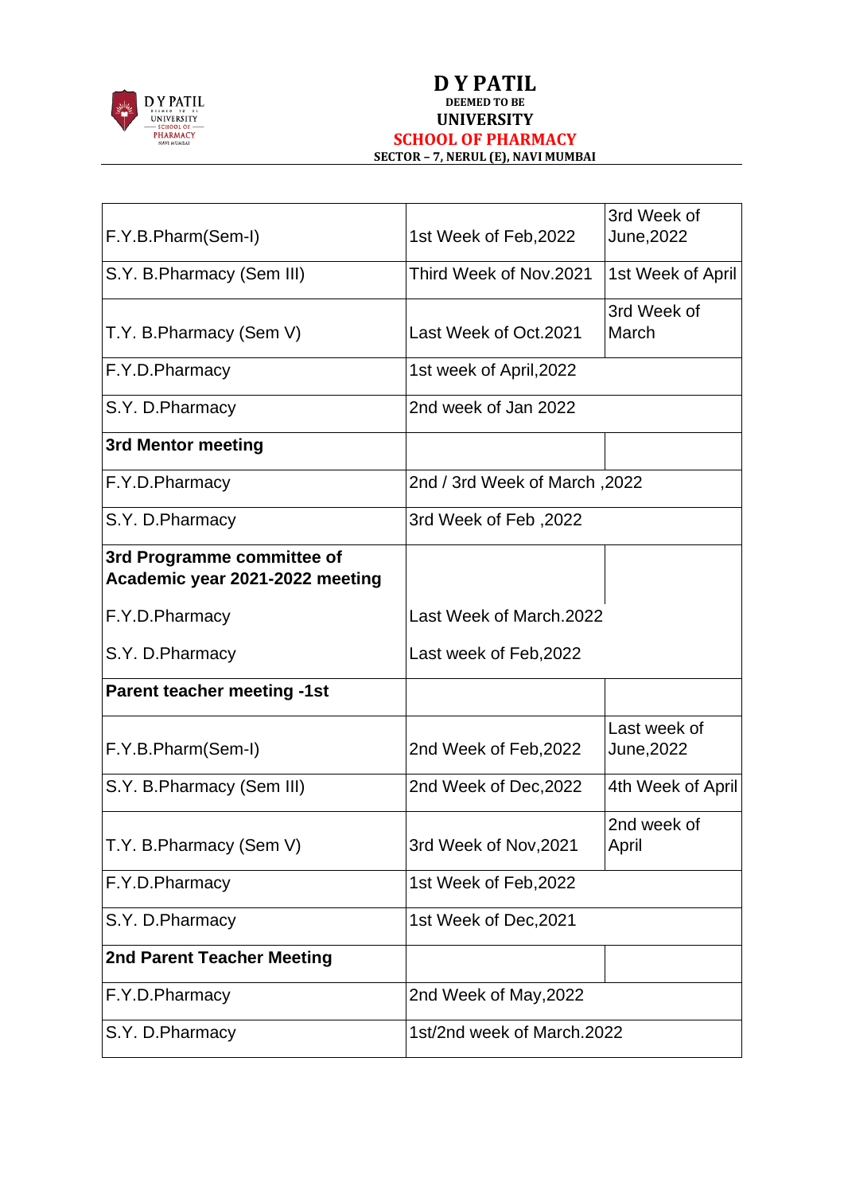# D Y PATIL
DEEMED TO BE
UNIVERSITY
## SCHOOL OF PHARMACY
SECTOR – 7, NERUL (E), NAVI MUMBAI

| | | |
|---|---|---|
| F.Y.B.Pharm(Sem-I) | 1st Week of Feb,2022 | 3rd Week of June,2022 |
| S.Y. B.Pharmacy (Sem III) | Third Week of Nov.2021 | 1st Week of April |
| T.Y. B.Pharmacy (Sem V) | Last Week of Oct.2021 | 3rd Week of March |
| F.Y.D.Pharmacy | 1st week of April,2022 | |
| S.Y. D.Pharmacy | 2nd week of Jan 2022 | |
| **3rd Mentor meeting** | | |
| F.Y.D.Pharmacy | 2nd / 3rd Week of March ,2022 | |
| S.Y. D.Pharmacy | 3rd Week of Feb ,2022 | |
| **3rd Programme committee of Academic year 2021-2022 meeting** | | |
| F.Y.D.Pharmacy | Last Week of March.2022 | |
| S.Y. D.Pharmacy | Last week of Feb,2022 | |
| **Parent teacher meeting -1st** | | |
| F.Y.B.Pharm(Sem-I) | 2nd Week of Feb,2022 | Last week of June,2022 |
| S.Y. B.Pharmacy (Sem III) | 2nd Week of Dec,2022 | 4th Week of April |
| T.Y. B.Pharmacy (Sem V) | 3rd Week of Nov,2021 | 2nd week of April |
| F.Y.D.Pharmacy | 1st Week of Feb,2022 | |
| S.Y. D.Pharmacy | 1st Week of Dec,2021 | |
| **2nd Parent Teacher Meeting** | | |
| F.Y.D.Pharmacy | 2nd Week of May,2022 | |
| S.Y. D.Pharmacy | 1st/2nd week of March.2022 | |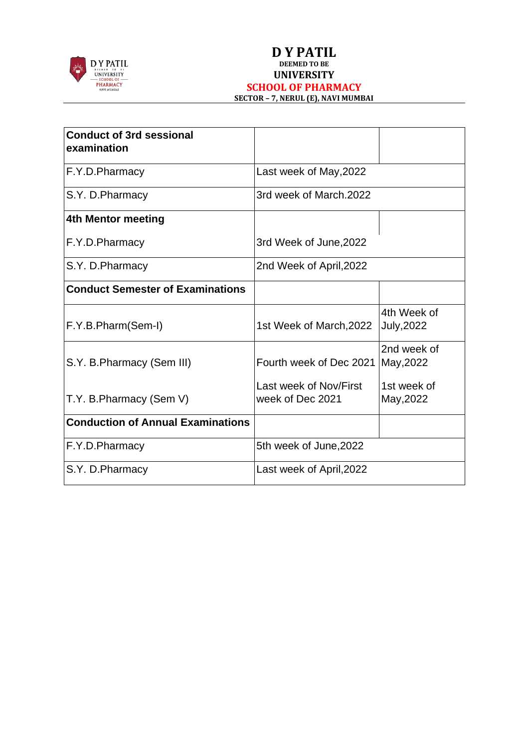# D Y PATIL
**DEEMED TO BE**
**UNIVERSITY**
**SCHOOL OF PHARMACY**
**SECTOR – 7, NERUL (E), NAVI MUMBAI**

| | | |
|---|---|---|
| **Conduct of 3rd sessional examination** | | |
| F.Y.D.Pharmacy | Last week of May,2022 | |
| S.Y. D.Pharmacy | 3rd week of March.2022 | |
| **4th Mentor meeting** | | |
| F.Y.D.Pharmacy | 3rd Week of June,2022 | |
| S.Y. D.Pharmacy | 2nd Week of April,2022 | |
| **Conduct Semester of Examinations** | | |
| F.Y.B.Pharm(Sem-I) | 1st Week of March,2022 | 4th Week of July,2022 |
| S.Y. B.Pharmacy (Sem III) | Fourth week of Dec 2021 | 2nd week of May,2022 |
| T.Y. B.Pharmacy (Sem V) | Last week of Nov/First week of Dec 2021 | 1st week of May,2022 |
| **Conduction of Annual Examinations** | | |
| F.Y.D.Pharmacy | 5th week of June,2022 | |
| S.Y. D.Pharmacy | Last week of April,2022 | |